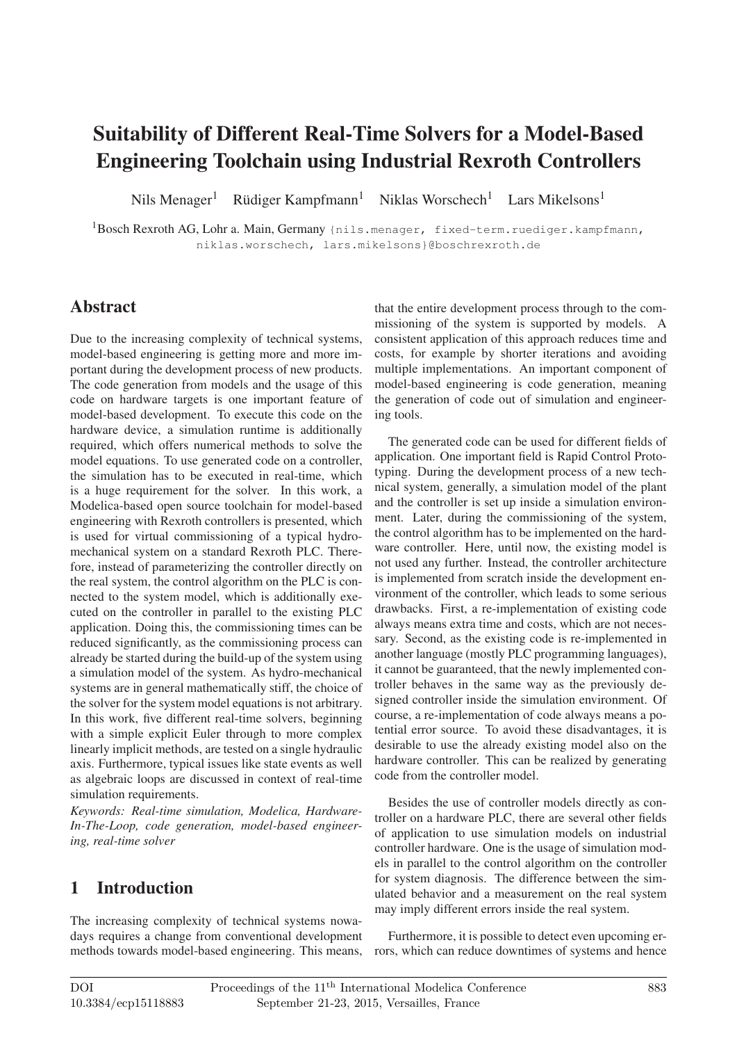# Suitability of Different Real-Time Solvers for a Model-Based Engineering Toolchain using Industrial Rexroth Controllers

Nils Menager[1] Rüdiger Kampfmann[1] Niklas Worschech[1] Lars Mikelsons[1]

[1]Bosch Rexroth AG, Lohr a. Main, Germany {nils.menager, fixed-term.ruediger.kampfmann, niklas.worschech, lars.mikelsons}@boschrexroth.de

## Abstract

Due to the increasing complexity of technical systems, model-based engineering is getting more and more important during the development process of new products. The code generation from models and the usage of this code on hardware targets is one important feature of model-based development. To execute this code on the hardware device, a simulation runtime is additionally required, which offers numerical methods to solve the model equations. To use generated code on a controller, the simulation has to be executed in real-time, which is a huge requirement for the solver. In this work, a Modelica-based open source toolchain for model-based engineering with Rexroth controllers is presented, which is used for virtual commissioning of a typical hydro-mechanical system on a standard Rexroth PLC. Therefore, instead of parameterizing the controller directly on the real system, the control algorithm on the PLC is connected to the system model, which is additionally executed on the controller in parallel to the existing PLC application. Doing this, the commissioning times can be reduced significantly, as the commissioning process can already be started during the build-up of the system using a simulation model of the system. As hydro-mechanical systems are in general mathematically stiff, the choice of the solver for the system model equations is not arbitrary. In this work, five different real-time solvers, beginning with a simple explicit Euler through to more complex linearly implicit methods, are tested on a single hydraulic axis. Furthermore, typical issues like state events as well as algebraic loops are discussed in context of real-time simulation requirements.

*Keywords: Real-time simulation, Modelica, Hardware-In-The-Loop, code generation, model-based engineering, real-time solver*

## 1 Introduction

The increasing complexity of technical systems nowadays requires a change from conventional development methods towards model-based engineering. This means, that the entire development process through to the commissioning of the system is supported by models. A consistent application of this approach reduces time and costs, for example by shorter iterations and avoiding multiple implementations. An important component of model-based engineering is code generation, meaning the generation of code out of simulation and engineering tools.

The generated code can be used for different fields of application. One important field is Rapid Control Prototyping. During the development process of a new technical system, generally, a simulation model of the plant and the controller is set up inside a simulation environment. Later, during the commissioning of the system, the control algorithm has to be implemented on the hardware controller. Here, until now, the existing model is not used any further. Instead, the controller architecture is implemented from scratch inside the development environment of the controller, which leads to some serious drawbacks. First, a re-implementation of existing code always means extra time and costs, which are not necessary. Second, as the existing code is re-implemented in another language (mostly PLC programming languages), it cannot be guaranteed, that the newly implemented controller behaves in the same way as the previously designed controller inside the simulation environment. Of course, a re-implementation of code always means a potential error source. To avoid these disadvantages, it is desirable to use the already existing model also on the hardware controller. This can be realized by generating code from the controller model.

Besides the use of controller models directly as controller on a hardware PLC, there are several other fields of application to use simulation models on industrial controller hardware. One is the usage of simulation models in parallel to the control algorithm on the controller for system diagnosis. The difference between the simulated behavior and a measurement on the real system may imply different errors inside the real system.

Furthermore, it is possible to detect even upcoming errors, which can reduce downtimes of systems and hence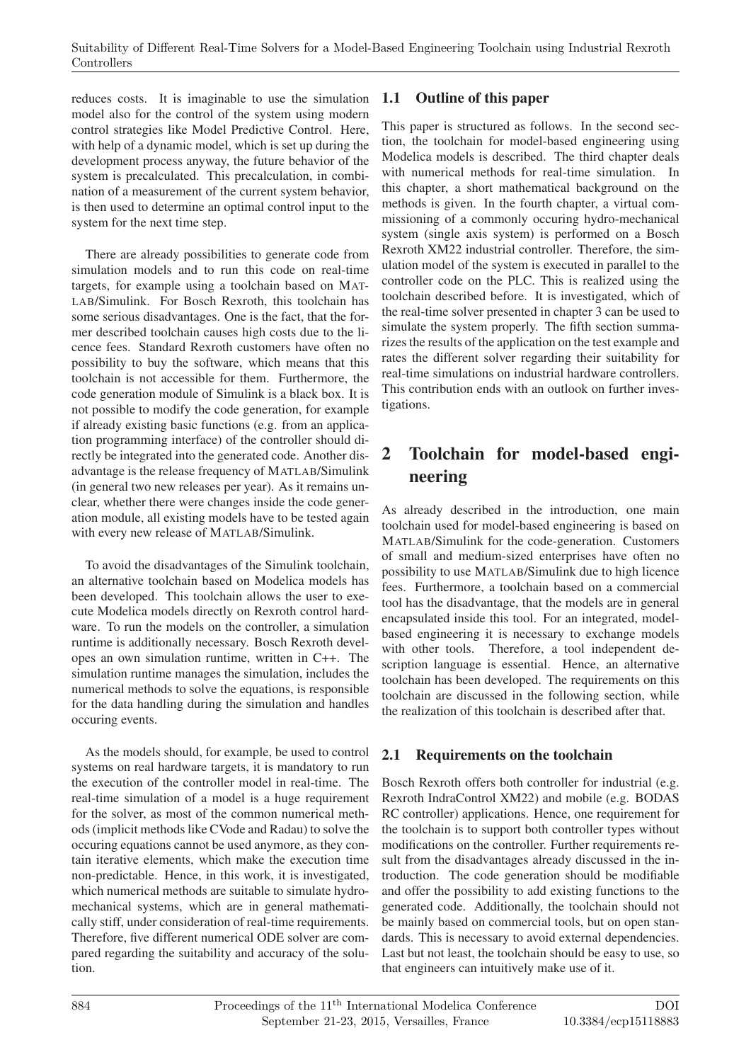reduces costs. It is imaginable to use the simulation model also for the control of the system using modern control strategies like Model Predictive Control. Here, with help of a dynamic model, which is set up during the development process anyway, the future behavior of the system is precalculated. This precalculation, in combination of a measurement of the current system behavior, is then used to determine an optimal control input to the system for the next time step.

There are already possibilities to generate code from simulation models and to run this code on real-time targets, for example using a toolchain based on MATLAB/Simulink. For Bosch Rexroth, this toolchain has some serious disadvantages. One is the fact, that the former described toolchain causes high costs due to the licence fees. Standard Rexroth customers have often no possibility to buy the software, which means that this toolchain is not accessible for them. Furthermore, the code generation module of Simulink is a black box. It is not possible to modify the code generation, for example if already existing basic functions (e.g. from an application programming interface) of the controller should directly be integrated into the generated code. Another disadvantage is the release frequency of MATLAB/Simulink (in general two new releases per year). As it remains unclear, whether there were changes inside the code generation module, all existing models have to be tested again with every new release of MATLAB/Simulink.

To avoid the disadvantages of the Simulink toolchain, an alternative toolchain based on Modelica models has been developed. This toolchain allows the user to execute Modelica models directly on Rexroth control hardware. To run the models on the controller, a simulation runtime is additionally necessary. Bosch Rexroth developes an own simulation runtime, written in C++. The simulation runtime manages the simulation, includes the numerical methods to solve the equations, is responsible for the data handling during the simulation and handles occuring events.

As the models should, for example, be used to control systems on real hardware targets, it is mandatory to run the execution of the controller model in real-time. The real-time simulation of a model is a huge requirement for the solver, as most of the common numerical methods (implicit methods like CVode and Radau) to solve the occuring equations cannot be used anymore, as they contain iterative elements, which make the execution time non-predictable. Hence, in this work, it is investigated, which numerical methods are suitable to simulate hydro-mechanical systems, which are in general mathematically stiff, under consideration of real-time requirements. Therefore, five different numerical ODE solver are compared regarding the suitability and accuracy of the solution.

## 1.1 Outline of this paper

This paper is structured as follows. In the second section, the toolchain for model-based engineering using Modelica models is described. The third chapter deals with numerical methods for real-time simulation. In this chapter, a short mathematical background on the methods is given. In the fourth chapter, a virtual commissioning of a commonly occuring hydro-mechanical system (single axis system) is performed on a Bosch Rexroth XM22 industrial controller. Therefore, the simulation model of the system is executed in parallel to the controller code on the PLC. This is realized using the toolchain described before. It is investigated, which of the real-time solver presented in chapter 3 can be used to simulate the system properly. The fifth section summarizes the results of the application on the test example and rates the different solver regarding their suitability for real-time simulations on industrial hardware controllers. This contribution ends with an outlook on further investigations.

# 2 Toolchain for model-based engineering

As already described in the introduction, one main toolchain used for model-based engineering is based on MATLAB/Simulink for the code-generation. Customers of small and medium-sized enterprises have often no possibility to use MATLAB/Simulink due to high licence fees. Furthermore, a toolchain based on a commercial tool has the disadvantage, that the models are in general encapsulated inside this tool. For an integrated, model-based engineering it is necessary to exchange models with other tools. Therefore, a tool independent description language is essential. Hence, an alternative toolchain has been developed. The requirements on this toolchain are discussed in the following section, while the realization of this toolchain is described after that.

## 2.1 Requirements on the toolchain

Bosch Rexroth offers both controller for industrial (e.g. Rexroth IndraControl XM22) and mobile (e.g. BODAS RC controller) applications. Hence, one requirement for the toolchain is to support both controller types without modifications on the controller. Further requirements result from the disadvantages already discussed in the introduction. The code generation should be modifiable and offer the possibility to add existing functions to the generated code. Additionally, the toolchain should not be mainly based on commercial tools, but on open standards. This is necessary to avoid external dependencies. Last but not least, the toolchain should be easy to use, so that engineers can intuitively make use of it.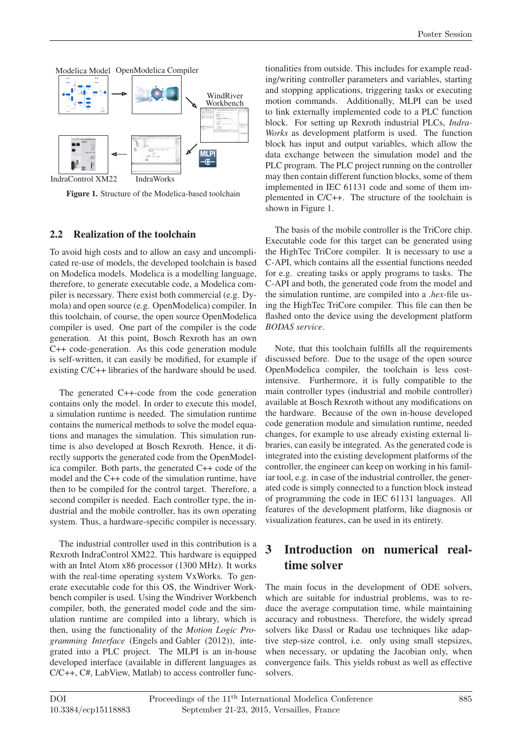Modelica Model OpenModelica Compiler

WindRiver Workbench

IndraControl XM22 IndraWorks

**Figure 1.** Structure of the Modelica-based toolchain

### 2.2 Realization of the toolchain

To avoid high costs and to allow an easy and uncomplicated re-use of models, the developed toolchain is based on Modelica models. Modelica is a modelling language, therefore, to generate executable code, a Modelica compiler is necessary. There exist both commercial (e.g. Dymola) and open source (e.g. OpenModelica) compiler. In this toolchain, of course, the open source OpenModelica compiler is used. One part of the compiler is the code generation. At this point, Bosch Rexroth has an own C++ code-generation. As this code generation module is self-written, it can easily be modified, for example if existing C/C++ libraries of the hardware should be used.

The generated C++-code from the code generation contains only the model. In order to execute this model, a simulation runtime is needed. The simulation runtime contains the numerical methods to solve the model equations and manages the simulation. This simulation runtime is also developed at Bosch Rexroth. Hence, it directly supports the generated code from the OpenModelica compiler. Both parts, the generated C++ code of the model and the C++ code of the simulation runtime, have then to be compiled for the control target. Therefore, a second compiler is needed. Each controller type, the industrial and the mobile controller, has its own operating system. Thus, a hardware-specific compiler is necessary.

The industrial controller used in this contribution is a Rexroth IndraControl XM22. This hardware is equipped with an Intel Atom x86 processor (1300 MHz). It works with the real-time operating system VxWorks. To generate executable code for this OS, the Windriver Workbench compiler is used. Using the Windriver Workbench compiler, both, the generated model code and the simulation runtime are compiled into a library, which is then, using the functionality of the *Motion Logic Programming Interface* (Engels and Gabler (2012)), integrated into a PLC project. The MLPI is an in-house developed interface (available in different languages as C/C++, C#, LabView, Matlab) to access controller functionalities from outside. This includes for example reading/writing controller parameters and variables, starting and stopping applications, triggering tasks or executing motion commands. Additionally, MLPI can be used to link externally implemented code to a PLC function block. For setting up Rexroth industrial PLCs, *IndraWorks* as development platform is used. The function block has input and output variables, which allow the data exchange between the simulation model and the PLC program. The PLC project running on the controller may then contain different function blocks, some of them implemented in IEC 61131 code and some of them implemented in C/C++. The structure of the toolchain is shown in Figure 1.

The basis of the mobile controller is the TriCore chip. Executable code for this target can be generated using the HighTec TriCore compiler. It is necessary to use a C-API, which contains all the essential functions needed for e.g. creating tasks or apply programs to tasks. The C-API and both, the generated code from the model and the simulation runtime, are compiled into a *.hex*-file using the HighTec TriCore compiler. This file can then be flashed onto the device using the development platform *BODAS service*.

Note, that this toolchain fulfills all the requirements discussed before. Due to the usage of the open source OpenModelica compiler, the toolchain is less cost-intensive. Furthermore, it is fully compatible to the main controller types (industrial and mobile controller) available at Bosch Rexroth without any modifications on the hardware. Because of the own in-house developed code generation module and simulation runtime, needed changes, for example to use already existing external libraries, can easily be integrated. As the generated code is integrated into the existing development platforms of the controller, the engineer can keep on working in his familiar tool, e.g. in case of the industrial controller, the generated code is simply connected to a function block instead of programming the code in IEC 61131 languages. All features of the development platform, like diagnosis or visualization features, can be used in its entirety.

## 3 Introduction on numerical real-time solver

The main focus in the development of ODE solvers, which are suitable for industrial problems, was to reduce the average computation time, while maintaining accuracy and robustness. Therefore, the widely spread solvers like Dassl or Radau use techniques like adaptive step-size control, i.e. only using small stepsizes, when necessary, or updating the Jacobian only, when convergence fails. This yields robust as well as effective solvers.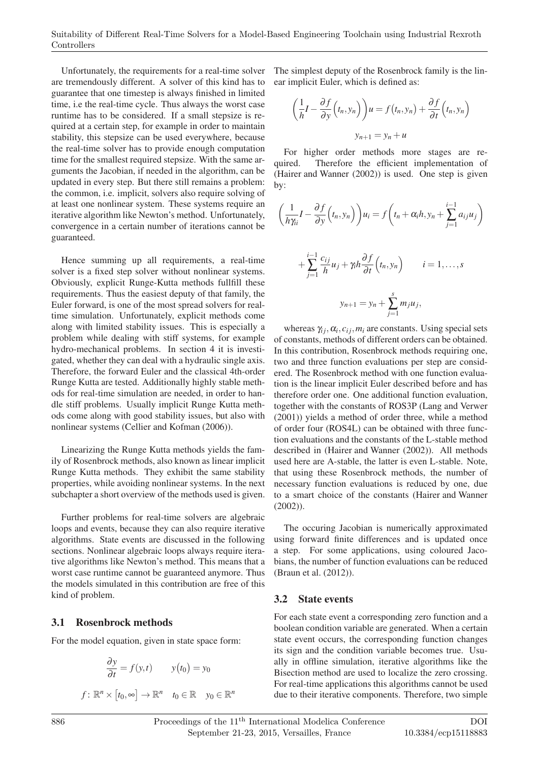Unfortunately, the requirements for a real-time solver are tremendously different. A solver of this kind has to guarantee that one timestep is always finished in limited time, i.e the real-time cycle. Thus always the worst case runtime has to be considered. If a small stepsize is required at a certain step, for example in order to maintain stability, this stepsize can be used everywhere, because the real-time solver has to provide enough computation time for the smallest required stepsize. With the same arguments the Jacobian, if needed in the algorithm, can be updated in every step. But there still remains a problem: the common, i.e. implicit, solvers also require solving of at least one nonlinear system. These systems require an iterative algorithm like Newton's method. Unfortunately, convergence in a certain number of iterations cannot be guaranteed.

Hence summing up all requirements, a real-time solver is a fixed step solver without nonlinear systems. Obviously, explicit Runge-Kutta methods fullfill these requirements. Thus the easiest deputy of that family, the Euler forward, is one of the most spread solvers for real-time simulation. Unfortunately, explicit methods come along with limited stability issues. This is especially a problem while dealing with stiff systems, for example hydro-mechanical problems. In section 4 it is investigated, whether they can deal with a hydraulic single axis. Therefore, the forward Euler and the classical 4th-order Runge Kutta are tested. Additionally highly stable methods for real-time simulation are needed, in order to handle stiff problems. Usually implicit Runge Kutta methods come along with good stability issues, but also with nonlinear systems (Cellier and Kofman (2006)).

Linearizing the Runge Kutta methods yields the family of Rosenbrock methods, also known as linear implicit Runge Kutta methods. They exhibit the same stability properties, while avoiding nonlinear systems. In the next subchapter a short overview of the methods used is given.

Further problems for real-time solvers are algebraic loops and events, because they can also require iterative algorithms. State events are discussed in the following sections. Nonlinear algebraic loops always require iterative algorithms like Newton's method. This means that a worst case runtime cannot be guaranteed anymore. Thus the models simulated in this contribution are free of this kind of problem.

### 3.1 Rosenbrock methods

For the model equation, given in state space form:

$$\frac{\partial y}{\partial t} = f(y,t) \qquad y(t_0) = y_0$$

$$f\colon \mathbb{R}^n \times [t_0, \infty] \rightarrow \mathbb{R}^n \quad t_0 \in \mathbb{R} \quad y_0 \in \mathbb{R}^n$$

The simplest deputy of the Rosenbrock family is the linear implicit Euler, which is defined as:

$$\left(\frac{1}{h}I - \frac{\partial f}{\partial y}\left(t_n, y_n\right)\right)u = f\left(t_n, y_n\right) + \frac{\partial f}{\partial t}\left(t_n, y_n\right)$$

$$y_{n+1} = y_n + u$$

For higher order methods more stages are required. Therefore the efficient implementation of (Hairer and Wanner (2002)) is used. One step is given by:

$$\left(\frac{1}{h\gamma_{ii}}I - \frac{\partial f}{\partial y}\left(t_n, y_n\right)\right)u_i = f\left(t_n + \alpha_i h, y_n + \sum_{j=1}^{i-1} a_{ij} u_j\right)$$

$$+ \sum_{j=1}^{i-1} \frac{c_{ij}}{h} u_j + \gamma_i h \frac{\partial f}{\partial t}\left(t_n, y_n\right) \qquad i = 1, \ldots, s$$

$$y_{n+1} = y_n + \sum_{j=1}^{s} m_j u_j,$$

whereas $\gamma_{ij}, \alpha_i, c_{ij}, m_i$ are constants. Using special sets of constants, methods of different orders can be obtained. In this contribution, Rosenbrock methods requiring one, two and three function evaluations per step are considered. The Rosenbrock method with one function evaluation is the linear implicit Euler described before and has therefore order one. One additional function evaluation, together with the constants of ROS3P (Lang and Verwer (2001)) yields a method of order three, while a method of order four (ROS4L) can be obtained with three function evaluations and the constants of the L-stable method described in (Hairer and Wanner (2002)). All methods used here are A-stable, the latter is even L-stable. Note, that using these Rosenbrock methods, the number of necessary function evaluations is reduced by one, due to a smart choice of the constants (Hairer and Wanner (2002)).

The occuring Jacobian is numerically approximated using forward finite differences and is updated once a step. For some applications, using coloured Jacobians, the number of function evaluations can be reduced (Braun et al. (2012)).

### 3.2 State events

For each state event a corresponding zero function and a boolean condition variable are generated. When a certain state event occurs, the corresponding function changes its sign and the condition variable becomes true. Usually in offline simulation, iterative algorithms like the Bisection method are used to localize the zero crossing. For real-time applications this algorithms cannot be used due to their iterative components. Therefore, two simple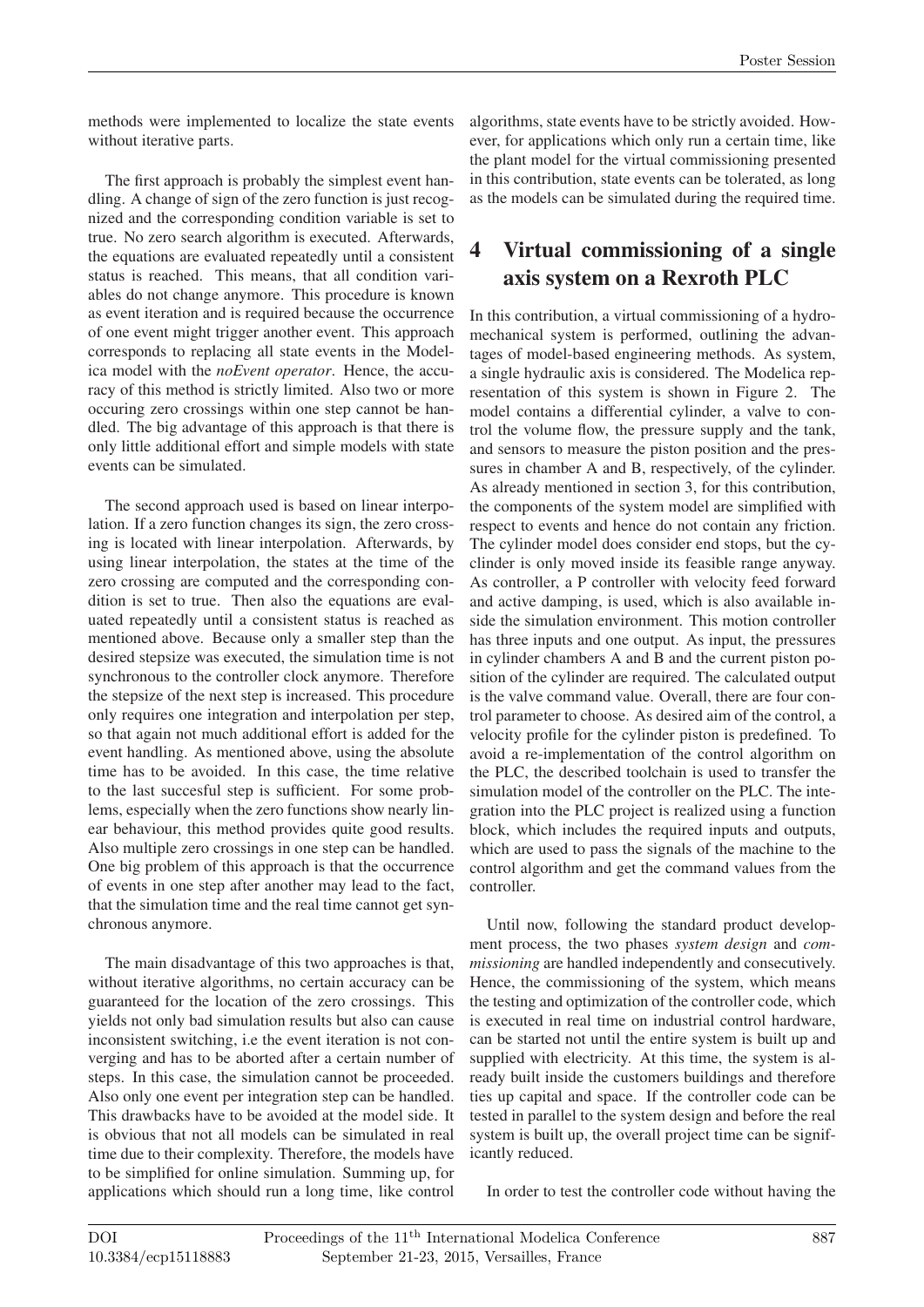methods were implemented to localize the state events without iterative parts.

The first approach is probably the simplest event handling. A change of sign of the zero function is just recognized and the corresponding condition variable is set to true. No zero search algorithm is executed. Afterwards, the equations are evaluated repeatedly until a consistent status is reached. This means, that all condition variables do not change anymore. This procedure is known as event iteration and is required because the occurrence of one event might trigger another event. This approach corresponds to replacing all state events in the Modelica model with the *noEvent operator*. Hence, the accuracy of this method is strictly limited. Also two or more occuring zero crossings within one step cannot be handled. The big advantage of this approach is that there is only little additional effort and simple models with state events can be simulated.

The second approach used is based on linear interpolation. If a zero function changes its sign, the zero crossing is located with linear interpolation. Afterwards, by using linear interpolation, the states at the time of the zero crossing are computed and the corresponding condition is set to true. Then also the equations are evaluated repeatedly until a consistent status is reached as mentioned above. Because only a smaller step than the desired stepsize was executed, the simulation time is not synchronous to the controller clock anymore. Therefore the stepsize of the next step is increased. This procedure only requires one integration and interpolation per step, so that again not much additional effort is added for the event handling. As mentioned above, using the absolute time has to be avoided. In this case, the time relative to the last succesful step is sufficient. For some problems, especially when the zero functions show nearly linear behaviour, this method provides quite good results. Also multiple zero crossings in one step can be handled. One big problem of this approach is that the occurrence of events in one step after another may lead to the fact, that the simulation time and the real time cannot get synchronous anymore.

The main disadvantage of this two approaches is that, without iterative algorithms, no certain accuracy can be guaranteed for the location of the zero crossings. This yields not only bad simulation results but also can cause inconsistent switching, i.e the event iteration is not converging and has to be aborted after a certain number of steps. In this case, the simulation cannot be proceeded. Also only one event per integration step can be handled. This drawbacks have to be avoided at the model side. It is obvious that not all models can be simulated in real time due to their complexity. Therefore, the models have to be simplified for online simulation. Summing up, for applications which should run a long time, like control algorithms, state events have to be strictly avoided. However, for applications which only run a certain time, like the plant model for the virtual commissioning presented in this contribution, state events can be tolerated, as long as the models can be simulated during the required time.

## 4 Virtual commissioning of a single axis system on a Rexroth PLC

In this contribution, a virtual commissioning of a hydromechanical system is performed, outlining the advantages of model-based engineering methods. As system, a single hydraulic axis is considered. The Modelica representation of this system is shown in Figure 2. The model contains a differential cylinder, a valve to control the volume flow, the pressure supply and the tank, and sensors to measure the piston position and the pressures in chamber A and B, respectively, of the cylinder. As already mentioned in section 3, for this contribution, the components of the system model are simplified with respect to events and hence do not contain any friction. The cylinder model does consider end stops, but the cylinder is only moved inside its feasible range anyway. As controller, a P controller with velocity feed forward and active damping, is used, which is also available inside the simulation environment. This motion controller has three inputs and one output. As input, the pressures in cylinder chambers A and B and the current piston position of the cylinder are required. The calculated output is the valve command value. Overall, there are four control parameter to choose. As desired aim of the control, a velocity profile for the cylinder piston is predefined. To avoid a re-implementation of the control algorithm on the PLC, the described toolchain is used to transfer the simulation model of the controller on the PLC. The integration into the PLC project is realized using a function block, which includes the required inputs and outputs, which are used to pass the signals of the machine to the control algorithm and get the command values from the controller.

Until now, following the standard product development process, the two phases *system design* and *commissioning* are handled independently and consecutively. Hence, the commissioning of the system, which means the testing and optimization of the controller code, which is executed in real time on industrial control hardware, can be started not until the entire system is built up and supplied with electricity. At this time, the system is already built inside the customers buildings and therefore ties up capital and space. If the controller code can be tested in parallel to the system design and before the real system is built up, the overall project time can be significantly reduced.

In order to test the controller code without having the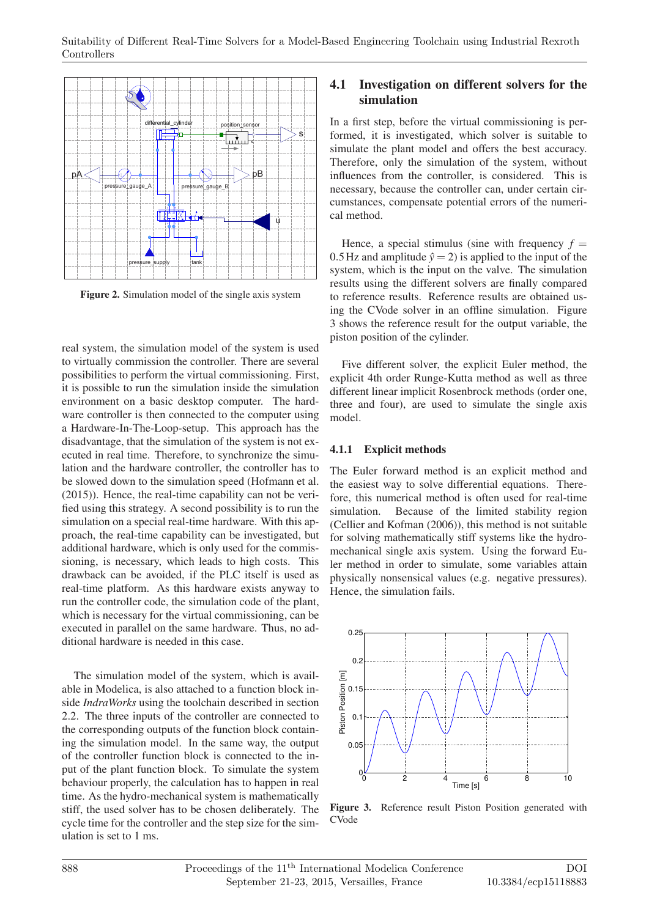Figure 2. Simulation model of the single axis system

real system, the simulation model of the system is used to virtually commission the controller. There are several possibilities to perform the virtual commissioning. First, it is possible to run the simulation inside the simulation environment on a basic desktop computer. The hardware controller is then connected to the computer using a Hardware-In-The-Loop-setup. This approach has the disadvantage, that the simulation of the system is not executed in real time. Therefore, to synchronize the simulation and the hardware controller, the controller has to be slowed down to the simulation speed (Hofmann et al. (2015)). Hence, the real-time capability can not be verified using this strategy. A second possibility is to run the simulation on a special real-time hardware. With this approach, the real-time capability can be investigated, but additional hardware, which is only used for the commissioning, is necessary, which leads to high costs. This drawback can be avoided, if the PLC itself is used as real-time platform. As this hardware exists anyway to run the controller code, the simulation code of the plant, which is necessary for the virtual commissioning, can be executed in parallel on the same hardware. Thus, no additional hardware is needed in this case.

The simulation model of the system, which is available in Modelica, is also attached to a function block inside *IndraWorks* using the toolchain described in section 2.2. The three inputs of the controller are connected to the corresponding outputs of the function block containing the simulation model. In the same way, the output of the controller function block is connected to the input of the plant function block. To simulate the system behaviour properly, the calculation has to happen in real time. As the hydro-mechanical system is mathematically stiff, the used solver has to be chosen deliberately. The cycle time for the controller and the step size for the simulation is set to 1 ms.

### 4.1 Investigation on different solvers for the simulation

In a first step, before the virtual commissioning is performed, it is investigated, which solver is suitable to simulate the plant model and offers the best accuracy. Therefore, only the simulation of the system, without influences from the controller, is considered. This is necessary, because the controller can, under certain circumstances, compensate potential errors of the numerical method.

Hence, a special stimulus (sine with frequency $f = 0.5\,\text{Hz}$ and amplitude $\hat{y} = 2$) is applied to the input of the system, which is the input on the valve. The simulation results using the different solvers are finally compared to reference results. Reference results are obtained using the CVode solver in an offline simulation. Figure 3 shows the reference result for the output variable, the piston position of the cylinder.

Five different solver, the explicit Euler method, the explicit 4th order Runge-Kutta method as well as three different linear implicit Rosenbrock methods (order one, three and four), are used to simulate the single axis model.

#### 4.1.1 Explicit methods

The Euler forward method is an explicit method and the easiest way to solve differential equations. Therefore, this numerical method is often used for real-time simulation. Because of the limited stability region (Cellier and Kofman (2006)), this method is not suitable for solving mathematically stiff systems like the hydro-mechanical single axis system. Using the forward Euler method in order to simulate, some variables attain physically nonsensical values (e.g. negative pressures). Hence, the simulation fails.

Figure 3. Reference result Piston Position generated with CVode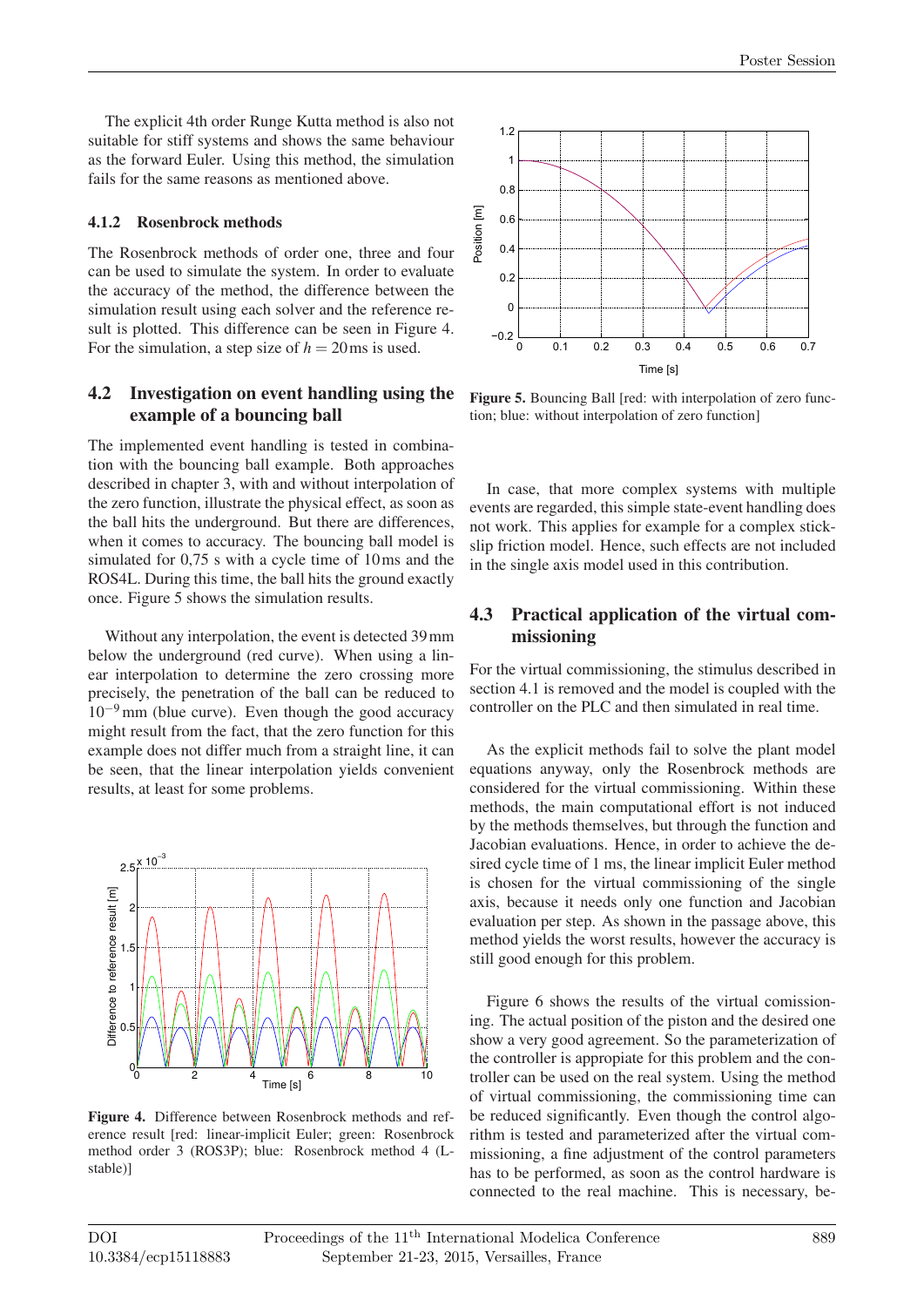The explicit 4th order Runge Kutta method is also not suitable for stiff systems and shows the same behaviour as the forward Euler. Using this method, the simulation fails for the same reasons as mentioned above.

### 4.1.2 Rosenbrock methods

The Rosenbrock methods of order one, three and four can be used to simulate the system. In order to evaluate the accuracy of the method, the difference between the simulation result using each solver and the reference result is plotted. This difference can be seen in Figure 4. For the simulation, a step size of $h = 20\,\mathrm{ms}$ is used.

## 4.2 Investigation on event handling using the example of a bouncing ball

The implemented event handling is tested in combination with the bouncing ball example. Both approaches described in chapter 3, with and without interpolation of the zero function, illustrate the physical effect, as soon as the ball hits the underground. But there are differences, when it comes to accuracy. The bouncing ball model is simulated for 0,75 s with a cycle time of 10 ms and the ROS4L. During this time, the ball hits the ground exactly once. Figure 5 shows the simulation results.

Without any interpolation, the event is detected 39 mm below the underground (red curve). When using a linear interpolation to determine the zero crossing more precisely, the penetration of the ball can be reduced to $10^{-9}$ mm (blue curve). Even though the good accuracy might result from the fact, that the zero function for this example does not differ much from a straight line, it can be seen, that the linear interpolation yields convenient results, at least for some problems.

**Figure 4.** Difference between Rosenbrock methods and reference result [red: linear-implicit Euler; green: Rosenbrock method order 3 (ROS3P); blue: Rosenbrock method 4 (L-stable)]

**Figure 5.** Bouncing Ball [red: with interpolation of zero function; blue: without interpolation of zero function]

In case, that more complex systems with multiple events are regarded, this simple state-event handling does not work. This applies for example for a complex stick-slip friction model. Hence, such effects are not included in the single axis model used in this contribution.

## 4.3 Practical application of the virtual commissioning

For the virtual commissioning, the stimulus described in section 4.1 is removed and the model is coupled with the controller on the PLC and then simulated in real time.

As the explicit methods fail to solve the plant model equations anyway, only the Rosenbrock methods are considered for the virtual commissioning. Within these methods, the main computational effort is not induced by the methods themselves, but through the function and Jacobian evaluations. Hence, in order to achieve the desired cycle time of 1 ms, the linear implicit Euler method is chosen for the virtual commissioning of the single axis, because it needs only one function and Jacobian evaluation per step. As shown in the passage above, this method yields the worst results, however the accuracy is still good enough for this problem.

Figure 6 shows the results of the virtual comissioning. The actual position of the piston and the desired one show a very good agreement. So the parameterization of the controller is appropiate for this problem and the controller can be used on the real system. Using the method of virtual commissioning, the commissioning time can be reduced significantly. Even though the control algorithm is tested and parameterized after the virtual commissioning, a fine adjustment of the control parameters has to be performed, as soon as the control hardware is connected to the real machine. This is necessary, be-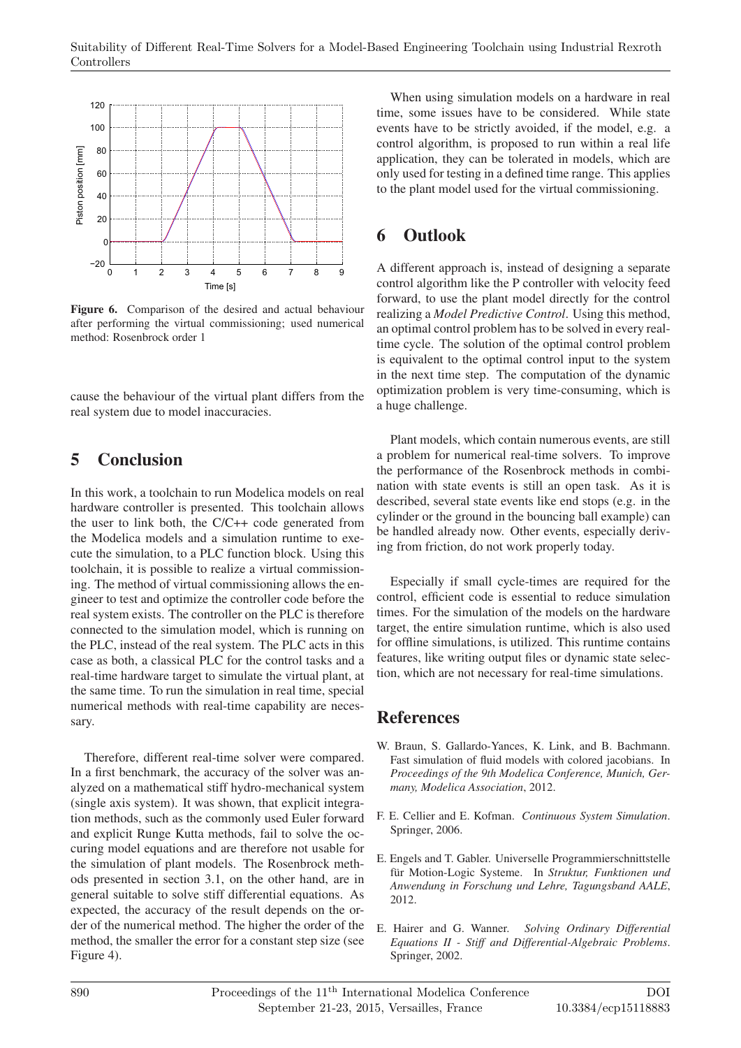Figure 6. Comparison of the desired and actual behaviour after performing the virtual commissioning; used numerical method: Rosenbrock order 1

cause the behaviour of the virtual plant differs from the real system due to model inaccuracies.

## 5 Conclusion

In this work, a toolchain to run Modelica models on real hardware controller is presented. This toolchain allows the user to link both, the C/C++ code generated from the Modelica models and a simulation runtime to execute the simulation, to a PLC function block. Using this toolchain, it is possible to realize a virtual commissioning. The method of virtual commissioning allows the engineer to test and optimize the controller code before the real system exists. The controller on the PLC is therefore connected to the simulation model, which is running on the PLC, instead of the real system. The PLC acts in this case as both, a classical PLC for the control tasks and a real-time hardware target to simulate the virtual plant, at the same time. To run the simulation in real time, special numerical methods with real-time capability are necessary.

Therefore, different real-time solver were compared. In a first benchmark, the accuracy of the solver was analyzed on a mathematical stiff hydro-mechanical system (single axis system). It was shown, that explicit integration methods, such as the commonly used Euler forward and explicit Runge Kutta methods, fail to solve the occuring model equations and are therefore not usable for the simulation of plant models. The Rosenbrock methods presented in section 3.1, on the other hand, are in general suitable to solve stiff differential equations. As expected, the accuracy of the result depends on the order of the numerical method. The higher the order of the method, the smaller the error for a constant step size (see Figure 4).

When using simulation models on a hardware in real time, some issues have to be considered. While state events have to be strictly avoided, if the model, e.g. a control algorithm, is proposed to run within a real life application, they can be tolerated in models, which are only used for testing in a defined time range. This applies to the plant model used for the virtual commissioning.

## 6 Outlook

A different approach is, instead of designing a separate control algorithm like the P controller with velocity feed forward, to use the plant model directly for the control realizing a *Model Predictive Control*. Using this method, an optimal control problem has to be solved in every real-time cycle. The solution of the optimal control problem is equivalent to the optimal control input to the system in the next time step. The computation of the dynamic optimization problem is very time-consuming, which is a huge challenge.

Plant models, which contain numerous events, are still a problem for numerical real-time solvers. To improve the performance of the Rosenbrock methods in combination with state events is still an open task. As it is described, several state events like end stops (e.g. in the cylinder or the ground in the bouncing ball example) can be handled already now. Other events, especially deriving from friction, do not work properly today.

Especially if small cycle-times are required for the control, efficient code is essential to reduce simulation times. For the simulation of the models on the hardware target, the entire simulation runtime, which is also used for offline simulations, is utilized. This runtime contains features, like writing output files or dynamic state selection, which are not necessary for real-time simulations.

## References

W. Braun, S. Gallardo-Yances, K. Link, and B. Bachmann. Fast simulation of fluid models with colored jacobians. In *Proceedings of the 9th Modelica Conference, Munich, Germany, Modelica Association*, 2012.

F. E. Cellier and E. Kofman. *Continuous System Simulation*. Springer, 2006.

E. Engels and T. Gabler. Universelle Programmierschnittstelle für Motion-Logic Systeme. In *Struktur, Funktionen und Anwendung in Forschung und Lehre, Tagungsband AALE*, 2012.

E. Hairer and G. Wanner. *Solving Ordinary Differential Equations II - Stiff and Differential-Algebraic Problems*. Springer, 2002.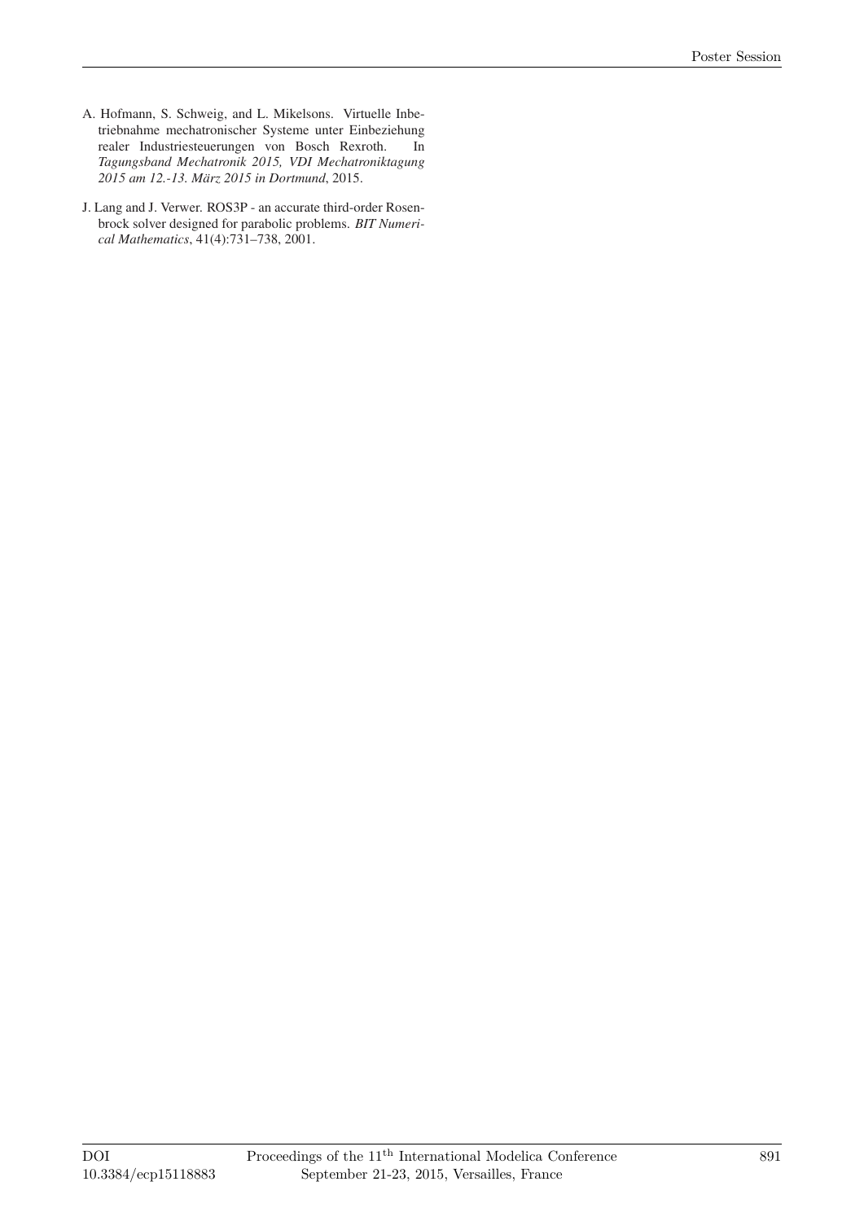A. Hofmann, S. Schweig, and L. Mikelsons. Virtuelle Inbetriebnahme mechatronischer Systeme unter Einbeziehung realer Industriesteuerungen von Bosch Rexroth. In *Tagungsband Mechatronik 2015, VDI Mechatroniktagung 2015 am 12.-13. März 2015 in Dortmund*, 2015.

J. Lang and J. Verwer. ROS3P - an accurate third-order Rosenbrock solver designed for parabolic problems. *BIT Numerical Mathematics*, 41(4):731–738, 2001.